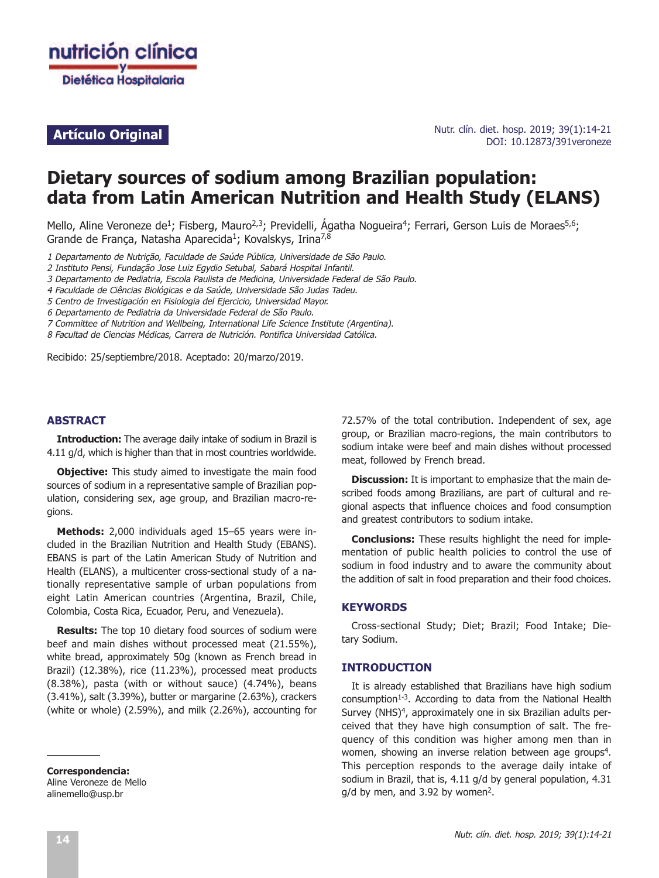**Artículo Original**

# Dietary sources of sodium among Brazilian population: data from Latin American Nutrition and Health Study (ELANS)

Mello, Aline Veroneze de[1]; Fisberg, Mauro[2,3]; Previdelli, Ágatha Nogueira[4]; Ferrari, Gerson Luis de Moraes[5,6]; Grande de França, Natasha Aparecida[1]; Kovalskys, Irina[7,8]

*1 Departamento de Nutrição, Faculdade de Saúde Pública, Universidade de São Paulo.*
*2 Instituto Pensi, Fundação Jose Luiz Egydio Setubal, Sabará Hospital Infantil.*
*3 Departamento de Pediatria, Escola Paulista de Medicina, Universidade Federal de São Paulo.*
*4 Faculdade de Ciências Biológicas e da Saúde, Universidade São Judas Tadeu.*
*5 Centro de Investigación en Fisiologia del Ejercicio, Universidad Mayor.*
*6 Departamento de Pediatria da Universidade Federal de São Paulo.*
*7 Committee of Nutrition and Wellbeing, International Life Science Institute (Argentina).*
*8 Facultad de Ciencias Médicas, Carrera de Nutrición. Pontifica Universidad Católica.*

Recibido: 25/septiembre/2018. Aceptado: 20/marzo/2019.

## ABSTRACT

**Introduction:** The average daily intake of sodium in Brazil is 4.11 g/d, which is higher than that in most countries worldwide.

**Objective:** This study aimed to investigate the main food sources of sodium in a representative sample of Brazilian population, considering sex, age group, and Brazilian macro-regions.

**Methods:** 2,000 individuals aged 15–65 years were included in the Brazilian Nutrition and Health Study (EBANS). EBANS is part of the Latin American Study of Nutrition and Health (ELANS), a multicenter cross-sectional study of a nationally representative sample of urban populations from eight Latin American countries (Argentina, Brazil, Chile, Colombia, Costa Rica, Ecuador, Peru, and Venezuela).

**Results:** The top 10 dietary food sources of sodium were beef and main dishes without processed meat (21.55%), white bread, approximately 50g (known as French bread in Brazil) (12.38%), rice (11.23%), processed meat products (8.38%), pasta (with or without sauce) (4.74%), beans (3.41%), salt (3.39%), butter or margarine (2.63%), crackers (white or whole) (2.59%), and milk (2.26%), accounting for 72.57% of the total contribution. Independent of sex, age group, or Brazilian macro-regions, the main contributors to sodium intake were beef and main dishes without processed meat, followed by French bread.

**Discussion:** It is important to emphasize that the main described foods among Brazilians, are part of cultural and regional aspects that influence choices and food consumption and greatest contributors to sodium intake.

**Conclusions:** These results highlight the need for implementation of public health policies to control the use of sodium in food industry and to aware the community about the addition of salt in food preparation and their food choices.

## KEYWORDS

Cross-sectional Study; Diet; Brazil; Food Intake; Dietary Sodium.

**Correspondencia:**
Aline Veroneze de Mello
alinemello@usp.br

## INTRODUCTION

It is already established that Brazilians have high sodium consumption[1-3]. According to data from the National Health Survey (NHS)[4], approximately one in six Brazilian adults perceived that they have high consumption of salt. The frequency of this condition was higher among men than in women, showing an inverse relation between age groups[4]. This perception responds to the average daily intake of sodium in Brazil, that is, 4.11 g/d by general population, 4.31 g/d by men, and 3.92 by women[2].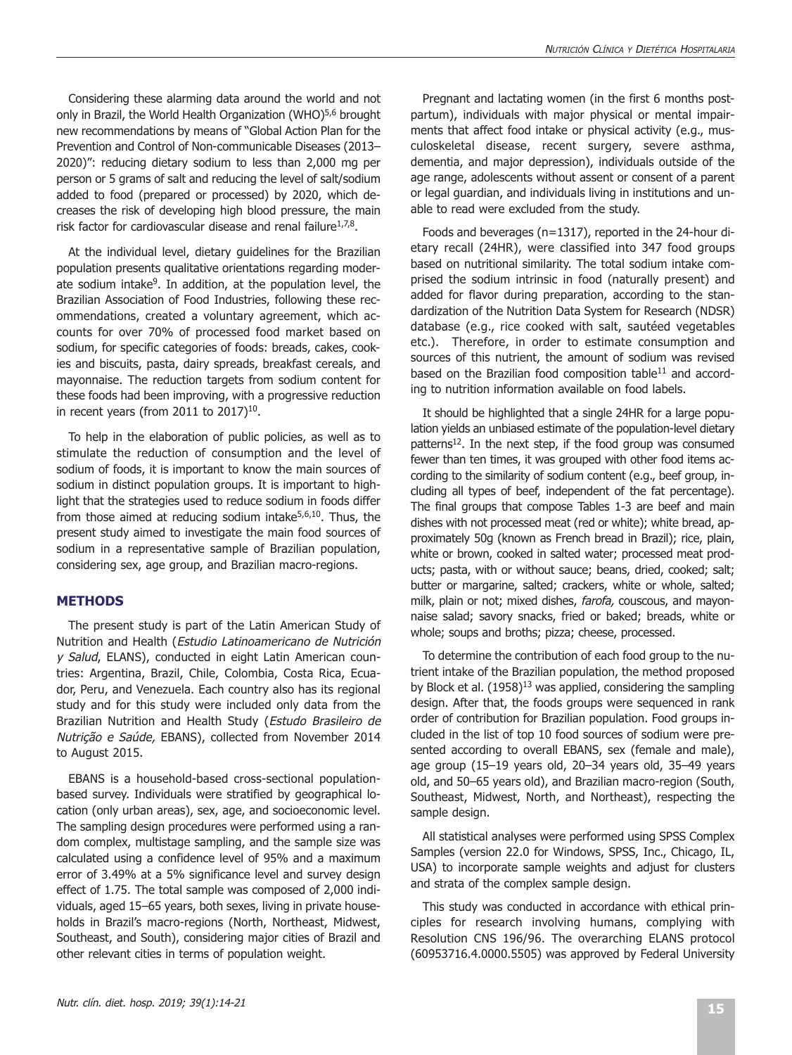Considering these alarming data around the world and not only in Brazil, the World Health Organization (WHO)[5,6] brought new recommendations by means of "Global Action Plan for the Prevention and Control of Non-communicable Diseases (2013–2020)": reducing dietary sodium to less than 2,000 mg per person or 5 grams of salt and reducing the level of salt/sodium added to food (prepared or processed) by 2020, which decreases the risk of developing high blood pressure, the main risk factor for cardiovascular disease and renal failure[1,7,8].

At the individual level, dietary guidelines for the Brazilian population presents qualitative orientations regarding moderate sodium intake[9]. In addition, at the population level, the Brazilian Association of Food Industries, following these recommendations, created a voluntary agreement, which accounts for over 70% of processed food market based on sodium, for specific categories of foods: breads, cakes, cookies and biscuits, pasta, dairy spreads, breakfast cereals, and mayonnaise. The reduction targets from sodium content for these foods had been improving, with a progressive reduction in recent years (from 2011 to 2017)[10].

To help in the elaboration of public policies, as well as to stimulate the reduction of consumption and the level of sodium of foods, it is important to know the main sources of sodium in distinct population groups. It is important to highlight that the strategies used to reduce sodium in foods differ from those aimed at reducing sodium intake[5,6,10]. Thus, the present study aimed to investigate the main food sources of sodium in a representative sample of Brazilian population, considering sex, age group, and Brazilian macro-regions.

## METHODS

The present study is part of the Latin American Study of Nutrition and Health (*Estudio Latinoamericano de Nutrición y Salud*, ELANS), conducted in eight Latin American countries: Argentina, Brazil, Chile, Colombia, Costa Rica, Ecuador, Peru, and Venezuela. Each country also has its regional study and for this study were included only data from the Brazilian Nutrition and Health Study (*Estudo Brasileiro de Nutrição e Saúde,* EBANS), collected from November 2014 to August 2015.

EBANS is a household-based cross-sectional population-based survey. Individuals were stratified by geographical location (only urban areas), sex, age, and socioeconomic level. The sampling design procedures were performed using a random complex, multistage sampling, and the sample size was calculated using a confidence level of 95% and a maximum error of 3.49% at a 5% significance level and survey design effect of 1.75. The total sample was composed of 2,000 individuals, aged 15–65 years, both sexes, living in private households in Brazil's macro-regions (North, Northeast, Midwest, Southeast, and South), considering major cities of Brazil and other relevant cities in terms of population weight.

Pregnant and lactating women (in the first 6 months postpartum), individuals with major physical or mental impairments that affect food intake or physical activity (e.g., musculoskeletal disease, recent surgery, severe asthma, dementia, and major depression), individuals outside of the age range, adolescents without assent or consent of a parent or legal guardian, and individuals living in institutions and unable to read were excluded from the study.

Foods and beverages (n=1317), reported in the 24-hour dietary recall (24HR), were classified into 347 food groups based on nutritional similarity. The total sodium intake comprised the sodium intrinsic in food (naturally present) and added for flavor during preparation, according to the standardization of the Nutrition Data System for Research (NDSR) database (e.g., rice cooked with salt, sautéed vegetables etc.). Therefore, in order to estimate consumption and sources of this nutrient, the amount of sodium was revised based on the Brazilian food composition table[11] and according to nutrition information available on food labels.

It should be highlighted that a single 24HR for a large population yields an unbiased estimate of the population-level dietary patterns[12]. In the next step, if the food group was consumed fewer than ten times, it was grouped with other food items according to the similarity of sodium content (e.g., beef group, including all types of beef, independent of the fat percentage). The final groups that compose Tables 1-3 are beef and main dishes with not processed meat (red or white); white bread, approximately 50g (known as French bread in Brazil); rice, plain, white or brown, cooked in salted water; processed meat products; pasta, with or without sauce; beans, dried, cooked; salt; butter or margarine, salted; crackers, white or whole, salted; milk, plain or not; mixed dishes, *farofa,* couscous, and mayonnaise salad; savory snacks, fried or baked; breads, white or whole; soups and broths; pizza; cheese, processed.

To determine the contribution of each food group to the nutrient intake of the Brazilian population, the method proposed by Block et al. (1958)[13] was applied, considering the sampling design. After that, the foods groups were sequenced in rank order of contribution for Brazilian population. Food groups included in the list of top 10 food sources of sodium were presented according to overall EBANS, sex (female and male), age group (15–19 years old, 20–34 years old, 35–49 years old, and 50–65 years old), and Brazilian macro-region (South, Southeast, Midwest, North, and Northeast), respecting the sample design.

All statistical analyses were performed using SPSS Complex Samples (version 22.0 for Windows, SPSS, Inc., Chicago, IL, USA) to incorporate sample weights and adjust for clusters and strata of the complex sample design.

This study was conducted in accordance with ethical principles for research involving humans, complying with Resolution CNS 196/96. The overarching ELANS protocol (60953716.4.0000.5505) was approved by Federal University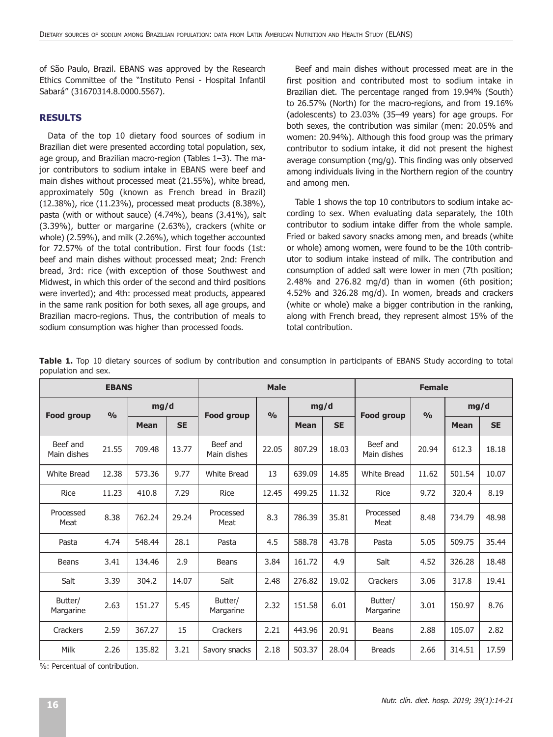of São Paulo, Brazil. EBANS was approved by the Research Ethics Committee of the "Instituto Pensi - Hospital Infantil Sabará" (31670314.8.0000.5567).

## RESULTS

Data of the top 10 dietary food sources of sodium in Brazilian diet were presented according total population, sex, age group, and Brazilian macro-region (Tables 1–3). The major contributors to sodium intake in EBANS were beef and main dishes without processed meat (21.55%), white bread, approximately 50g (known as French bread in Brazil) (12.38%), rice (11.23%), processed meat products (8.38%), pasta (with or without sauce) (4.74%), beans (3.41%), salt (3.39%), butter or margarine (2.63%), crackers (white or whole) (2.59%), and milk (2.26%), which together accounted for 72.57% of the total contribution. First four foods (1st: beef and main dishes without processed meat; 2nd: French bread, 3rd: rice (with exception of those Southwest and Midwest, in which this order of the second and third positions were inverted); and 4th: processed meat products, appeared in the same rank position for both sexes, all age groups, and Brazilian macro-regions. Thus, the contribution of meals to sodium consumption was higher than processed foods.

Beef and main dishes without processed meat are in the first position and contributed most to sodium intake in Brazilian diet. The percentage ranged from 19.94% (South) to 26.57% (North) for the macro-regions, and from 19.16% (adolescents) to 23.03% (35–49 years) for age groups. For both sexes, the contribution was similar (men: 20.05% and women: 20.94%). Although this food group was the primary contributor to sodium intake, it did not present the highest average consumption (mg/g). This finding was only observed among individuals living in the Northern region of the country and among men.

Table 1 shows the top 10 contributors to sodium intake according to sex. When evaluating data separately, the 10th contributor to sodium intake differ from the whole sample. Fried or baked savory snacks among men, and breads (white or whole) among women, were found to be the 10th contributor to sodium intake instead of milk. The contribution and consumption of added salt were lower in men (7th position; 2.48% and 276.82 mg/d) than in women (6th position; 4.52% and 326.28 mg/d). In women, breads and crackers (white or whole) make a bigger contribution in the ranking, along with French bread, they represent almost 15% of the total contribution.

**Table 1.** Top 10 dietary sources of sodium by contribution and consumption in participants of EBANS Study according to total population and sex.

| EBANS | | | | Male | | | | Female | | | |
|---|---|---|---|---|---|---|---|---|---|---|---|
| Food group | % | mg/d | | Food group | % | mg/d | | Food group | % | mg/d | |
| | | Mean | SE | | | Mean | SE | | | Mean | SE |
| Beef and Main dishes | 21.55 | 709.48 | 13.77 | Beef and Main dishes | 22.05 | 807.29 | 18.03 | Beef and Main dishes | 20.94 | 612.3 | 18.18 |
| White Bread | 12.38 | 573.36 | 9.77 | White Bread | 13 | 639.09 | 14.85 | White Bread | 11.62 | 501.54 | 10.07 |
| Rice | 11.23 | 410.8 | 7.29 | Rice | 12.45 | 499.25 | 11.32 | Rice | 9.72 | 320.4 | 8.19 |
| Processed Meat | 8.38 | 762.24 | 29.24 | Processed Meat | 8.3 | 786.39 | 35.81 | Processed Meat | 8.48 | 734.79 | 48.98 |
| Pasta | 4.74 | 548.44 | 28.1 | Pasta | 4.5 | 588.78 | 43.78 | Pasta | 5.05 | 509.75 | 35.44 |
| Beans | 3.41 | 134.46 | 2.9 | Beans | 3.84 | 161.72 | 4.9 | Salt | 4.52 | 326.28 | 18.48 |
| Salt | 3.39 | 304.2 | 14.07 | Salt | 2.48 | 276.82 | 19.02 | Crackers | 3.06 | 317.8 | 19.41 |
| Butter/ Margarine | 2.63 | 151.27 | 5.45 | Butter/ Margarine | 2.32 | 151.58 | 6.01 | Butter/ Margarine | 3.01 | 150.97 | 8.76 |
| Crackers | 2.59 | 367.27 | 15 | Crackers | 2.21 | 443.96 | 20.91 | Beans | 2.88 | 105.07 | 2.82 |
| Milk | 2.26 | 135.82 | 3.21 | Savory snacks | 2.18 | 503.37 | 28.04 | Breads | 2.66 | 314.51 | 17.59 |

%: Percentual of contribution.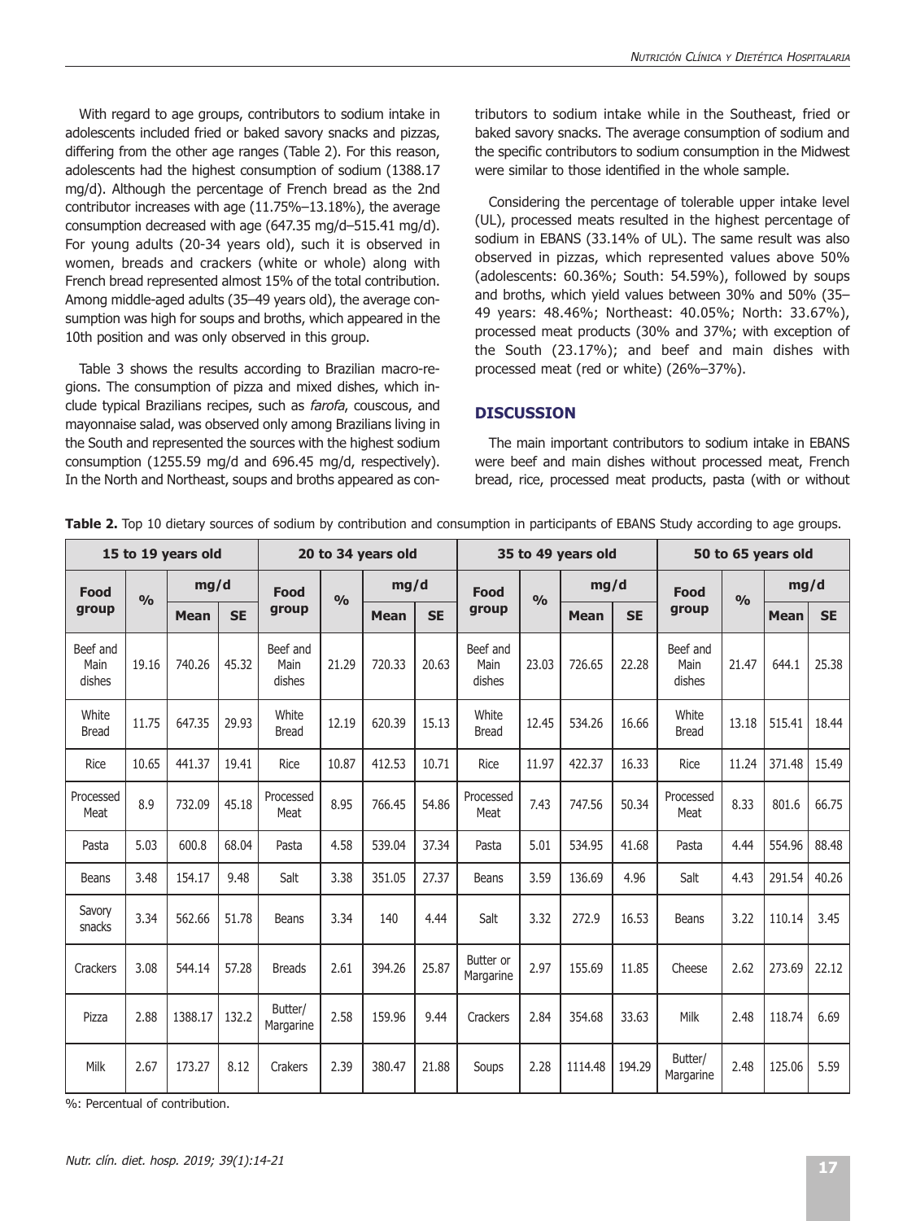With regard to age groups, contributors to sodium intake in adolescents included fried or baked savory snacks and pizzas, differing from the other age ranges (Table 2). For this reason, adolescents had the highest consumption of sodium (1388.17 mg/d). Although the percentage of French bread as the 2nd contributor increases with age (11.75%–13.18%), the average consumption decreased with age (647.35 mg/d–515.41 mg/d). For young adults (20-34 years old), such it is observed in women, breads and crackers (white or whole) along with French bread represented almost 15% of the total contribution. Among middle-aged adults (35–49 years old), the average consumption was high for soups and broths, which appeared in the 10th position and was only observed in this group.

Table 3 shows the results according to Brazilian macro-regions. The consumption of pizza and mixed dishes, which include typical Brazilians recipes, such as *farofa*, couscous, and mayonnaise salad, was observed only among Brazilians living in the South and represented the sources with the highest sodium consumption (1255.59 mg/d and 696.45 mg/d, respectively). In the North and Northeast, soups and broths appeared as contributors to sodium intake while in the Southeast, fried or baked savory snacks. The average consumption of sodium and the specific contributors to sodium consumption in the Midwest were similar to those identified in the whole sample.

Considering the percentage of tolerable upper intake level (UL), processed meats resulted in the highest percentage of sodium in EBANS (33.14% of UL). The same result was also observed in pizzas, which represented values above 50% (adolescents: 60.36%; South: 54.59%), followed by soups and broths, which yield values between 30% and 50% (35–49 years: 48.46%; Northeast: 40.05%; North: 33.67%), processed meat products (30% and 37%; with exception of the South (23.17%); and beef and main dishes with processed meat (red or white) (26%–37%).

## DISCUSSION

The main important contributors to sodium intake in EBANS were beef and main dishes without processed meat, French bread, rice, processed meat products, pasta (with or without

**Table 2.** Top 10 dietary sources of sodium by contribution and consumption in participants of EBANS Study according to age groups.

| 15 to 19 years old | | | | 20 to 34 years old | | | | 35 to 49 years old | | | | 50 to 65 years old | | | |
|---|---|---|---|---|---|---|---|---|---|---|---|---|---|---|---|
| Food group | % | mg/d | | Food group | % | mg/d | | Food group | % | mg/d | | Food group | % | mg/d | |
| | | Mean | SE | | | Mean | SE | | | Mean | SE | | | Mean | SE |
| Beef and Main dishes | 19.16 | 740.26 | 45.32 | Beef and Main dishes | 21.29 | 720.33 | 20.63 | Beef and Main dishes | 23.03 | 726.65 | 22.28 | Beef and Main dishes | 21.47 | 644.1 | 25.38 |
| White Bread | 11.75 | 647.35 | 29.93 | White Bread | 12.19 | 620.39 | 15.13 | White Bread | 12.45 | 534.26 | 16.66 | White Bread | 13.18 | 515.41 | 18.44 |
| Rice | 10.65 | 441.37 | 19.41 | Rice | 10.87 | 412.53 | 10.71 | Rice | 11.97 | 422.37 | 16.33 | Rice | 11.24 | 371.48 | 15.49 |
| Processed Meat | 8.9 | 732.09 | 45.18 | Processed Meat | 8.95 | 766.45 | 54.86 | Processed Meat | 7.43 | 747.56 | 50.34 | Processed Meat | 8.33 | 801.6 | 66.75 |
| Pasta | 5.03 | 600.8 | 68.04 | Pasta | 4.58 | 539.04 | 37.34 | Pasta | 5.01 | 534.95 | 41.68 | Pasta | 4.44 | 554.96 | 88.48 |
| Beans | 3.48 | 154.17 | 9.48 | Salt | 3.38 | 351.05 | 27.37 | Beans | 3.59 | 136.69 | 4.96 | Salt | 4.43 | 291.54 | 40.26 |
| Savory snacks | 3.34 | 562.66 | 51.78 | Beans | 3.34 | 140 | 4.44 | Salt | 3.32 | 272.9 | 16.53 | Beans | 3.22 | 110.14 | 3.45 |
| Crackers | 3.08 | 544.14 | 57.28 | Breads | 2.61 | 394.26 | 25.87 | Butter or Margarine | 2.97 | 155.69 | 11.85 | Cheese | 2.62 | 273.69 | 22.12 |
| Pizza | 2.88 | 1388.17 | 132.2 | Butter/ Margarine | 2.58 | 159.96 | 9.44 | Crackers | 2.84 | 354.68 | 33.63 | Milk | 2.48 | 118.74 | 6.69 |
| Milk | 2.67 | 173.27 | 8.12 | Crakers | 2.39 | 380.47 | 21.88 | Soups | 2.28 | 1114.48 | 194.29 | Butter/ Margarine | 2.48 | 125.06 | 5.59 |

%: Percentual of contribution.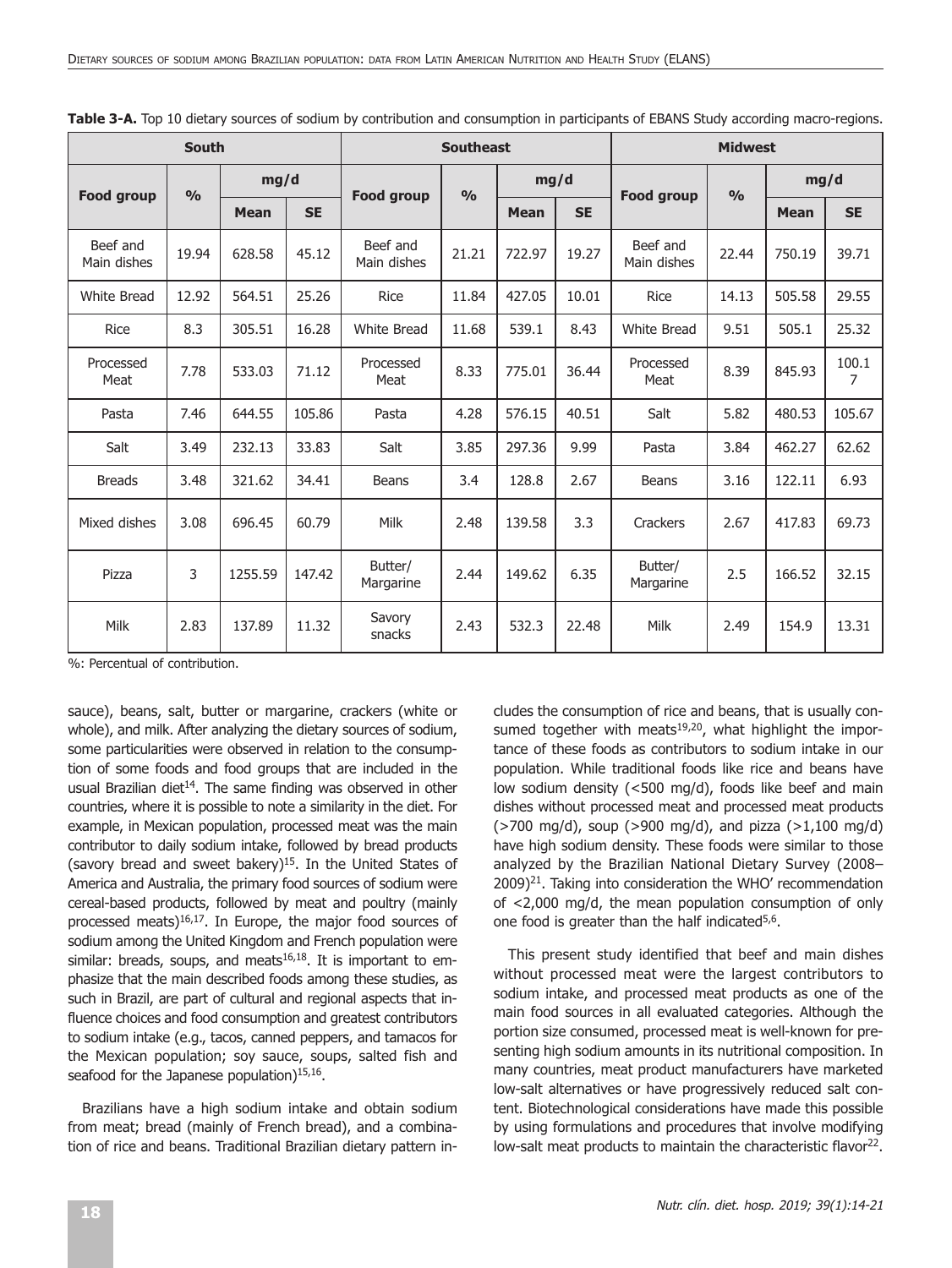**Table 3-A.** Top 10 dietary sources of sodium by contribution and consumption in participants of EBANS Study according macro-regions.

| South | | | | Southeast | | | | Midwest | | | |
|---|---|---|---|---|---|---|---|---|---|---|---|
| Food group | % | mg/d | | Food group | % | mg/d | | Food group | % | mg/d | |
| | | Mean | SE | | | Mean | SE | | | Mean | SE |
| Beef and Main dishes | 19.94 | 628.58 | 45.12 | Beef and Main dishes | 21.21 | 722.97 | 19.27 | Beef and Main dishes | 22.44 | 750.19 | 39.71 |
| White Bread | 12.92 | 564.51 | 25.26 | Rice | 11.84 | 427.05 | 10.01 | Rice | 14.13 | 505.58 | 29.55 |
| Rice | 8.3 | 305.51 | 16.28 | White Bread | 11.68 | 539.1 | 8.43 | White Bread | 9.51 | 505.1 | 25.32 |
| Processed Meat | 7.78 | 533.03 | 71.12 | Processed Meat | 8.33 | 775.01 | 36.44 | Processed Meat | 8.39 | 845.93 | 100.17 |
| Pasta | 7.46 | 644.55 | 105.86 | Pasta | 4.28 | 576.15 | 40.51 | Salt | 5.82 | 480.53 | 105.67 |
| Salt | 3.49 | 232.13 | 33.83 | Salt | 3.85 | 297.36 | 9.99 | Pasta | 3.84 | 462.27 | 62.62 |
| Breads | 3.48 | 321.62 | 34.41 | Beans | 3.4 | 128.8 | 2.67 | Beans | 3.16 | 122.11 | 6.93 |
| Mixed dishes | 3.08 | 696.45 | 60.79 | Milk | 2.48 | 139.58 | 3.3 | Crackers | 2.67 | 417.83 | 69.73 |
| Pizza | 3 | 1255.59 | 147.42 | Butter/ Margarine | 2.44 | 149.62 | 6.35 | Butter/ Margarine | 2.5 | 166.52 | 32.15 |
| Milk | 2.83 | 137.89 | 11.32 | Savory snacks | 2.43 | 532.3 | 22.48 | Milk | 2.49 | 154.9 | 13.31 |

%: Percentual of contribution.

sauce), beans, salt, butter or margarine, crackers (white or whole), and milk. After analyzing the dietary sources of sodium, some particularities were observed in relation to the consumption of some foods and food groups that are included in the usual Brazilian diet[14]. The same finding was observed in other countries, where it is possible to note a similarity in the diet. For example, in Mexican population, processed meat was the main contributor to daily sodium intake, followed by bread products (savory bread and sweet bakery)[15]. In the United States of America and Australia, the primary food sources of sodium were cereal-based products, followed by meat and poultry (mainly processed meats)[16,17]. In Europe, the major food sources of sodium among the United Kingdom and French population were similar: breads, soups, and meats[16,18]. It is important to emphasize that the main described foods among these studies, as such in Brazil, are part of cultural and regional aspects that influence choices and food consumption and greatest contributors to sodium intake (e.g., tacos, canned peppers, and tamacos for the Mexican population; soy sauce, soups, salted fish and seafood for the Japanese population)[15,16].

Brazilians have a high sodium intake and obtain sodium from meat; bread (mainly of French bread), and a combination of rice and beans. Traditional Brazilian dietary pattern includes the consumption of rice and beans, that is usually consumed together with meats[19,20], what highlight the importance of these foods as contributors to sodium intake in our population. While traditional foods like rice and beans have low sodium density (<500 mg/d), foods like beef and main dishes without processed meat and processed meat products (>700 mg/d), soup (>900 mg/d), and pizza (>1,100 mg/d) have high sodium density. These foods were similar to those analyzed by the Brazilian National Dietary Survey (2008–2009)[21]. Taking into consideration the WHO' recommendation of <2,000 mg/d, the mean population consumption of only one food is greater than the half indicated[5,6].

This present study identified that beef and main dishes without processed meat were the largest contributors to sodium intake, and processed meat products as one of the main food sources in all evaluated categories. Although the portion size consumed, processed meat is well-known for presenting high sodium amounts in its nutritional composition. In many countries, meat product manufacturers have marketed low-salt alternatives or have progressively reduced salt content. Biotechnological considerations have made this possible by using formulations and procedures that involve modifying low-salt meat products to maintain the characteristic flavor[22].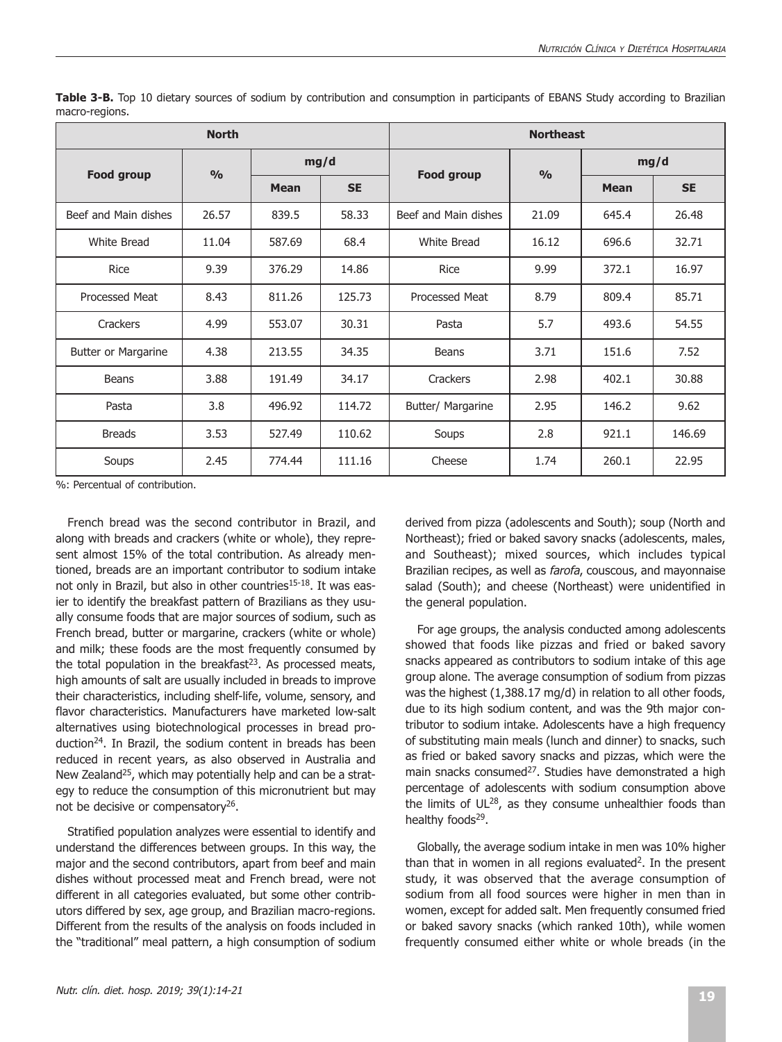**Table 3-B.** Top 10 dietary sources of sodium by contribution and consumption in participants of EBANS Study according to Brazilian macro-regions.

| North | | | | Northeast | | | |
|---|---|---|---|---|---|---|---|
| Food group | % | mg/d | | Food group | % | mg/d | |
| | | Mean | SE | | | Mean | SE |
| Beef and Main dishes | 26.57 | 839.5 | 58.33 | Beef and Main dishes | 21.09 | 645.4 | 26.48 |
| White Bread | 11.04 | 587.69 | 68.4 | White Bread | 16.12 | 696.6 | 32.71 |
| Rice | 9.39 | 376.29 | 14.86 | Rice | 9.99 | 372.1 | 16.97 |
| Processed Meat | 8.43 | 811.26 | 125.73 | Processed Meat | 8.79 | 809.4 | 85.71 |
| Crackers | 4.99 | 553.07 | 30.31 | Pasta | 5.7 | 493.6 | 54.55 |
| Butter or Margarine | 4.38 | 213.55 | 34.35 | Beans | 3.71 | 151.6 | 7.52 |
| Beans | 3.88 | 191.49 | 34.17 | Crackers | 2.98 | 402.1 | 30.88 |
| Pasta | 3.8 | 496.92 | 114.72 | Butter/ Margarine | 2.95 | 146.2 | 9.62 |
| Breads | 3.53 | 527.49 | 110.62 | Soups | 2.8 | 921.1 | 146.69 |
| Soups | 2.45 | 774.44 | 111.16 | Cheese | 1.74 | 260.1 | 22.95 |

%: Percentual of contribution.

French bread was the second contributor in Brazil, and along with breads and crackers (white or whole), they represent almost 15% of the total contribution. As already mentioned, breads are an important contributor to sodium intake not only in Brazil, but also in other countries[15-18]. It was easier to identify the breakfast pattern of Brazilians as they usually consume foods that are major sources of sodium, such as French bread, butter or margarine, crackers (white or whole) and milk; these foods are the most frequently consumed by the total population in the breakfast[23]. As processed meats, high amounts of salt are usually included in breads to improve their characteristics, including shelf-life, volume, sensory, and flavor characteristics. Manufacturers have marketed low-salt alternatives using biotechnological processes in bread production[24]. In Brazil, the sodium content in breads has been reduced in recent years, as also observed in Australia and New Zealand[25], which may potentially help and can be a strategy to reduce the consumption of this micronutrient but may not be decisive or compensatory[26].

Stratified population analyzes were essential to identify and understand the differences between groups. In this way, the major and the second contributors, apart from beef and main dishes without processed meat and French bread, were not different in all categories evaluated, but some other contributors differed by sex, age group, and Brazilian macro-regions. Different from the results of the analysis on foods included in the "traditional" meal pattern, a high consumption of sodium derived from pizza (adolescents and South); soup (North and Northeast); fried or baked savory snacks (adolescents, males, and Southeast); mixed sources, which includes typical Brazilian recipes, as well as *farofa*, couscous, and mayonnaise salad (South); and cheese (Northeast) were unidentified in the general population.

For age groups, the analysis conducted among adolescents showed that foods like pizzas and fried or baked savory snacks appeared as contributors to sodium intake of this age group alone. The average consumption of sodium from pizzas was the highest (1,388.17 mg/d) in relation to all other foods, due to its high sodium content, and was the 9th major contributor to sodium intake. Adolescents have a high frequency of substituting main meals (lunch and dinner) to snacks, such as fried or baked savory snacks and pizzas, which were the main snacks consumed[27]. Studies have demonstrated a high percentage of adolescents with sodium consumption above the limits of UL[28], as they consume unhealthier foods than healthy foods[29].

Globally, the average sodium intake in men was 10% higher than that in women in all regions evaluated[2]. In the present study, it was observed that the average consumption of sodium from all food sources were higher in men than in women, except for added salt. Men frequently consumed fried or baked savory snacks (which ranked 10th), while women frequently consumed either white or whole breads (in the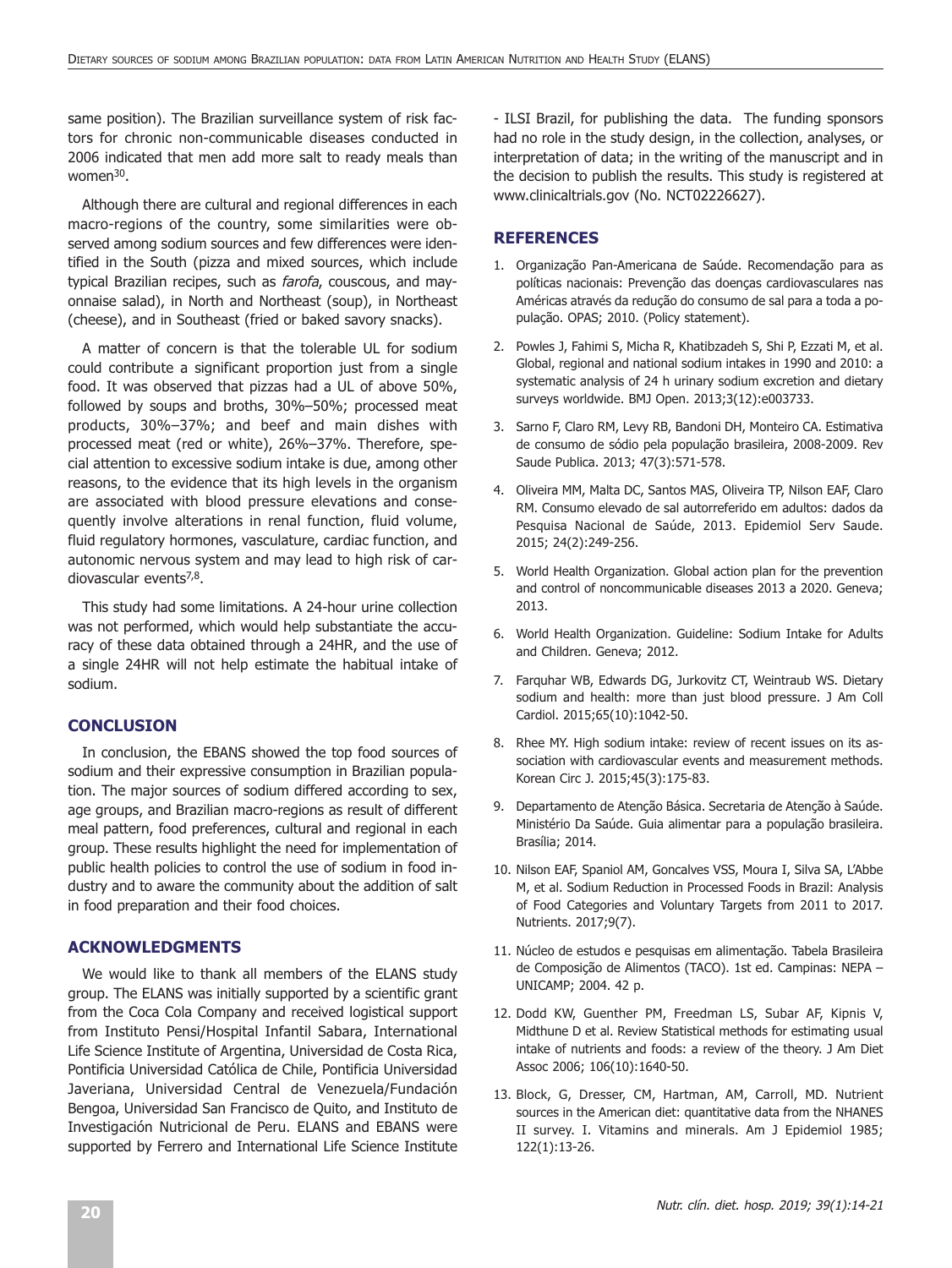same position). The Brazilian surveillance system of risk factors for chronic non-communicable diseases conducted in 2006 indicated that men add more salt to ready meals than women[30].

Although there are cultural and regional differences in each macro-regions of the country, some similarities were observed among sodium sources and few differences were identified in the South (pizza and mixed sources, which include typical Brazilian recipes, such as *farofa*, couscous, and mayonnaise salad), in North and Northeast (soup), in Northeast (cheese), and in Southeast (fried or baked savory snacks).

A matter of concern is that the tolerable UL for sodium could contribute a significant proportion just from a single food. It was observed that pizzas had a UL of above 50%, followed by soups and broths, 30%–50%; processed meat products, 30%–37%; and beef and main dishes with processed meat (red or white), 26%–37%. Therefore, special attention to excessive sodium intake is due, among other reasons, to the evidence that its high levels in the organism are associated with blood pressure elevations and consequently involve alterations in renal function, fluid volume, fluid regulatory hormones, vasculature, cardiac function, and autonomic nervous system and may lead to high risk of cardiovascular events[7,8].

This study had some limitations. A 24-hour urine collection was not performed, which would help substantiate the accuracy of these data obtained through a 24HR, and the use of a single 24HR will not help estimate the habitual intake of sodium.

## CONCLUSION

In conclusion, the EBANS showed the top food sources of sodium and their expressive consumption in Brazilian population. The major sources of sodium differed according to sex, age groups, and Brazilian macro-regions as result of different meal pattern, food preferences, cultural and regional in each group. These results highlight the need for implementation of public health policies to control the use of sodium in food industry and to aware the community about the addition of salt in food preparation and their food choices.

## ACKNOWLEDGMENTS

We would like to thank all members of the ELANS study group. The ELANS was initially supported by a scientific grant from the Coca Cola Company and received logistical support from Instituto Pensi/Hospital Infantil Sabara, International Life Science Institute of Argentina, Universidad de Costa Rica, Pontificia Universidad Católica de Chile, Pontificia Universidad Javeriana, Universidad Central de Venezuela/Fundación Bengoa, Universidad San Francisco de Quito, and Instituto de Investigación Nutricional de Peru. ELANS and EBANS were supported by Ferrero and International Life Science Institute - ILSI Brazil, for publishing the data. The funding sponsors had no role in the study design, in the collection, analyses, or interpretation of data; in the writing of the manuscript and in the decision to publish the results. This study is registered at www.clinicaltrials.gov (No. NCT02226627).

## REFERENCES

1. Organização Pan-Americana de Saúde. Recomendação para as políticas nacionais: Prevenção das doenças cardiovasculares nas Américas através da redução do consumo de sal para a toda a população. OPAS; 2010. (Policy statement).
2. Powles J, Fahimi S, Micha R, Khatibzadeh S, Shi P, Ezzati M, et al. Global, regional and national sodium intakes in 1990 and 2010: a systematic analysis of 24 h urinary sodium excretion and dietary surveys worldwide. BMJ Open. 2013;3(12):e003733.
3. Sarno F, Claro RM, Levy RB, Bandoni DH, Monteiro CA. Estimativa de consumo de sódio pela população brasileira, 2008-2009. Rev Saude Publica. 2013; 47(3):571-578.
4. Oliveira MM, Malta DC, Santos MAS, Oliveira TP, Nilson EAF, Claro RM. Consumo elevado de sal autorreferido em adultos: dados da Pesquisa Nacional de Saúde, 2013. Epidemiol Serv Saude. 2015; 24(2):249-256.
5. World Health Organization. Global action plan for the prevention and control of noncommunicable diseases 2013 a 2020. Geneva; 2013.
6. World Health Organization. Guideline: Sodium Intake for Adults and Children. Geneva; 2012.
7. Farquhar WB, Edwards DG, Jurkovitz CT, Weintraub WS. Dietary sodium and health: more than just blood pressure. J Am Coll Cardiol. 2015;65(10):1042-50.
8. Rhee MY. High sodium intake: review of recent issues on its association with cardiovascular events and measurement methods. Korean Circ J. 2015;45(3):175-83.
9. Departamento de Atenção Básica. Secretaria de Atenção à Saúde. Ministério Da Saúde. Guia alimentar para a população brasileira. Brasília; 2014.
10. Nilson EAF, Spaniol AM, Goncalves VSS, Moura I, Silva SA, L'Abbe M, et al. Sodium Reduction in Processed Foods in Brazil: Analysis of Food Categories and Voluntary Targets from 2011 to 2017. Nutrients. 2017;9(7).
11. Núcleo de estudos e pesquisas em alimentação. Tabela Brasileira de Composição de Alimentos (TACO). 1st ed. Campinas: NEPA – UNICAMP; 2004. 42 p.
12. Dodd KW, Guenther PM, Freedman LS, Subar AF, Kipnis V, Midthune D et al. Review Statistical methods for estimating usual intake of nutrients and foods: a review of the theory. J Am Diet Assoc 2006; 106(10):1640-50.
13. Block, G, Dresser, CM, Hartman, AM, Carroll, MD. Nutrient sources in the American diet: quantitative data from the NHANES II survey. I. Vitamins and minerals. Am J Epidemiol 1985; 122(1):13-26.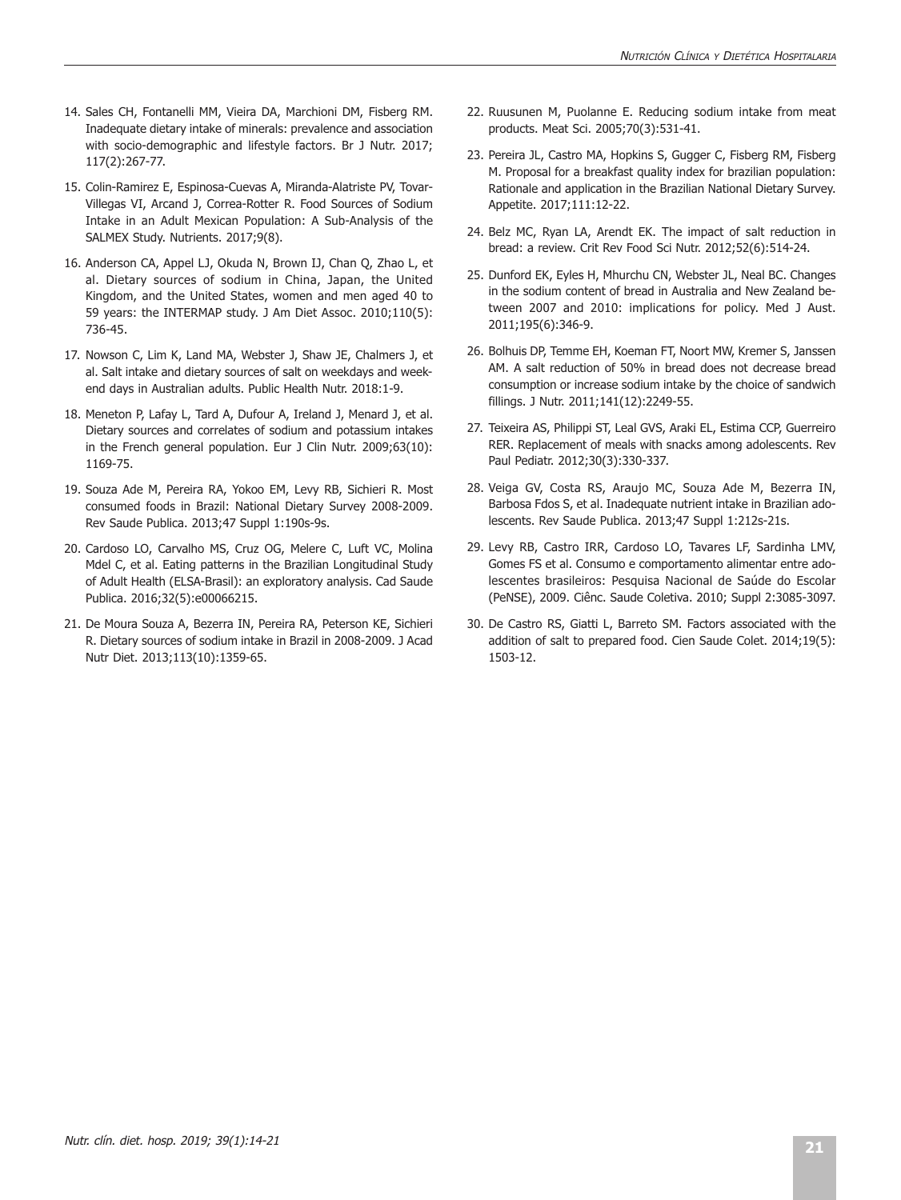14. Sales CH, Fontanelli MM, Vieira DA, Marchioni DM, Fisberg RM. Inadequate dietary intake of minerals: prevalence and association with socio-demographic and lifestyle factors. Br J Nutr. 2017; 117(2):267-77.

15. Colin-Ramirez E, Espinosa-Cuevas A, Miranda-Alatriste PV, Tovar-Villegas VI, Arcand J, Correa-Rotter R. Food Sources of Sodium Intake in an Adult Mexican Population: A Sub-Analysis of the SALMEX Study. Nutrients. 2017;9(8).

16. Anderson CA, Appel LJ, Okuda N, Brown IJ, Chan Q, Zhao L, et al. Dietary sources of sodium in China, Japan, the United Kingdom, and the United States, women and men aged 40 to 59 years: the INTERMAP study. J Am Diet Assoc. 2010;110(5): 736-45.

17. Nowson C, Lim K, Land MA, Webster J, Shaw JE, Chalmers J, et al. Salt intake and dietary sources of salt on weekdays and weekend days in Australian adults. Public Health Nutr. 2018:1-9.

18. Meneton P, Lafay L, Tard A, Dufour A, Ireland J, Menard J, et al. Dietary sources and correlates of sodium and potassium intakes in the French general population. Eur J Clin Nutr. 2009;63(10): 1169-75.

19. Souza Ade M, Pereira RA, Yokoo EM, Levy RB, Sichieri R. Most consumed foods in Brazil: National Dietary Survey 2008-2009. Rev Saude Publica. 2013;47 Suppl 1:190s-9s.

20. Cardoso LO, Carvalho MS, Cruz OG, Melere C, Luft VC, Molina Mdel C, et al. Eating patterns in the Brazilian Longitudinal Study of Adult Health (ELSA-Brasil): an exploratory analysis. Cad Saude Publica. 2016;32(5):e00066215.

21. De Moura Souza A, Bezerra IN, Pereira RA, Peterson KE, Sichieri R. Dietary sources of sodium intake in Brazil in 2008-2009. J Acad Nutr Diet. 2013;113(10):1359-65.

22. Ruusunen M, Puolanne E. Reducing sodium intake from meat products. Meat Sci. 2005;70(3):531-41.

23. Pereira JL, Castro MA, Hopkins S, Gugger C, Fisberg RM, Fisberg M. Proposal for a breakfast quality index for brazilian population: Rationale and application in the Brazilian National Dietary Survey. Appetite. 2017;111:12-22.

24. Belz MC, Ryan LA, Arendt EK. The impact of salt reduction in bread: a review. Crit Rev Food Sci Nutr. 2012;52(6):514-24.

25. Dunford EK, Eyles H, Mhurchu CN, Webster JL, Neal BC. Changes in the sodium content of bread in Australia and New Zealand between 2007 and 2010: implications for policy. Med J Aust. 2011;195(6):346-9.

26. Bolhuis DP, Temme EH, Koeman FT, Noort MW, Kremer S, Janssen AM. A salt reduction of 50% in bread does not decrease bread consumption or increase sodium intake by the choice of sandwich fillings. J Nutr. 2011;141(12):2249-55.

27. Teixeira AS, Philippi ST, Leal GVS, Araki EL, Estima CCP, Guerreiro RER. Replacement of meals with snacks among adolescents. Rev Paul Pediatr. 2012;30(3):330-337.

28. Veiga GV, Costa RS, Araujo MC, Souza Ade M, Bezerra IN, Barbosa Fdos S, et al. Inadequate nutrient intake in Brazilian adolescents. Rev Saude Publica. 2013;47 Suppl 1:212s-21s.

29. Levy RB, Castro IRR, Cardoso LO, Tavares LF, Sardinha LMV, Gomes FS et al. Consumo e comportamento alimentar entre adolescentes brasileiros: Pesquisa Nacional de Saúde do Escolar (PeNSE), 2009. Ciênc. Saude Coletiva. 2010; Suppl 2:3085-3097.

30. De Castro RS, Giatti L, Barreto SM. Factors associated with the addition of salt to prepared food. Cien Saude Colet. 2014;19(5): 1503-12.